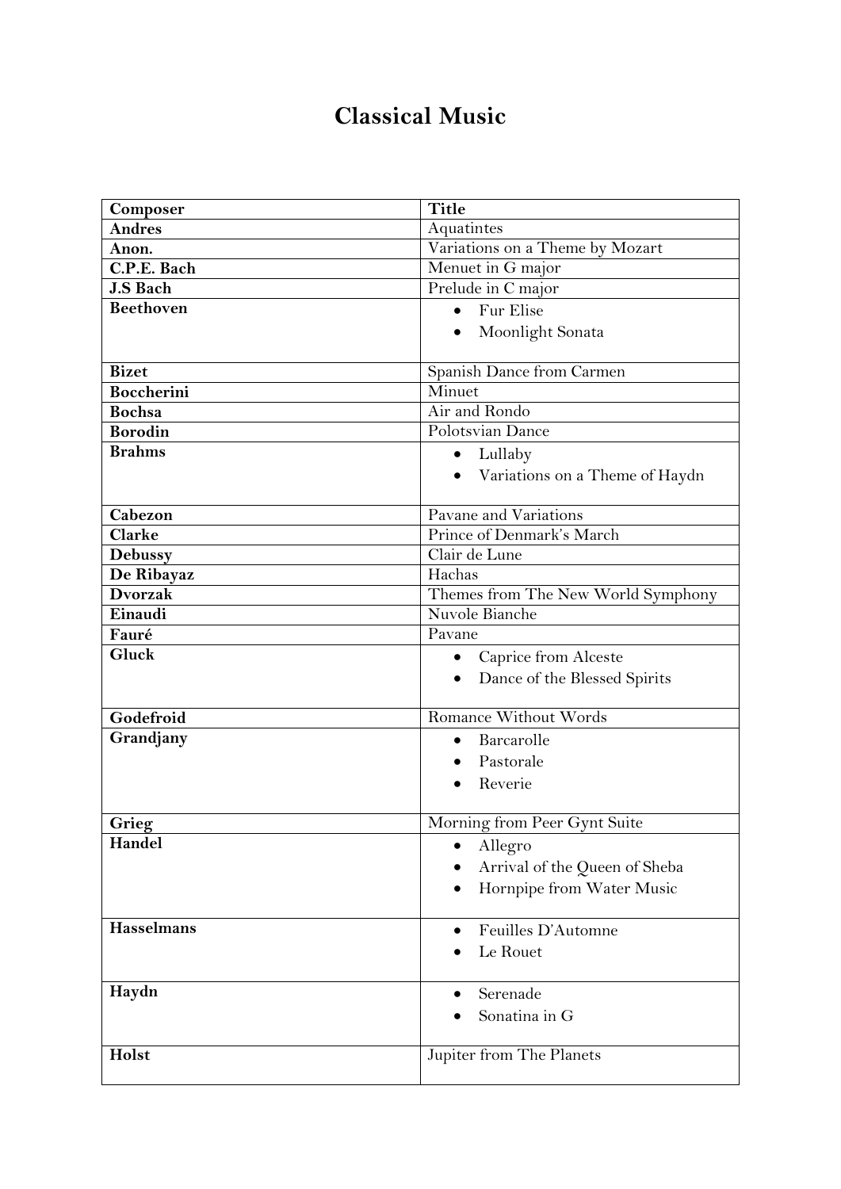# Classical Music

| Composer | Title |
| --- | --- |
| **Andres** | Aquatintes |
| **Anon.** | Variations on a Theme by Mozart |
| **C.P.E. Bach** | Menuet in G major |
| **J.S Bach** | Prelude in C major |
| **Beethoven** | • Fur Elise<br>• Moonlight Sonata |
| **Bizet** | Spanish Dance from Carmen |
| **Boccherini** | Minuet |
| **Bochsa** | Air and Rondo |
| **Borodin** | Polotsvian Dance |
| **Brahms** | • Lullaby<br>• Variations on a Theme of Haydn |
| **Cabezon** | Pavane and Variations |
| **Clarke** | Prince of Denmark's March |
| **Debussy** | Clair de Lune |
| **De Ribayaz** | Hachas |
| **Dvorzak** | Themes from The New World Symphony |
| **Einaudi** | Nuvole Bianche |
| **Fauré** | Pavane |
| **Gluck** | • Caprice from Alceste<br>• Dance of the Blessed Spirits |
| **Godefroid** | Romance Without Words |
| **Grandjany** | • Barcarolle<br>• Pastorale<br>• Reverie |
| **Grieg** | Morning from Peer Gynt Suite |
| **Handel** | • Allegro<br>• Arrival of the Queen of Sheba<br>• Hornpipe from Water Music |
| **Hasselmans** | • Feuilles D'Automne<br>• Le Rouet |
| **Haydn** | • Serenade<br>• Sonatina in G |
| **Holst** | Jupiter from The Planets |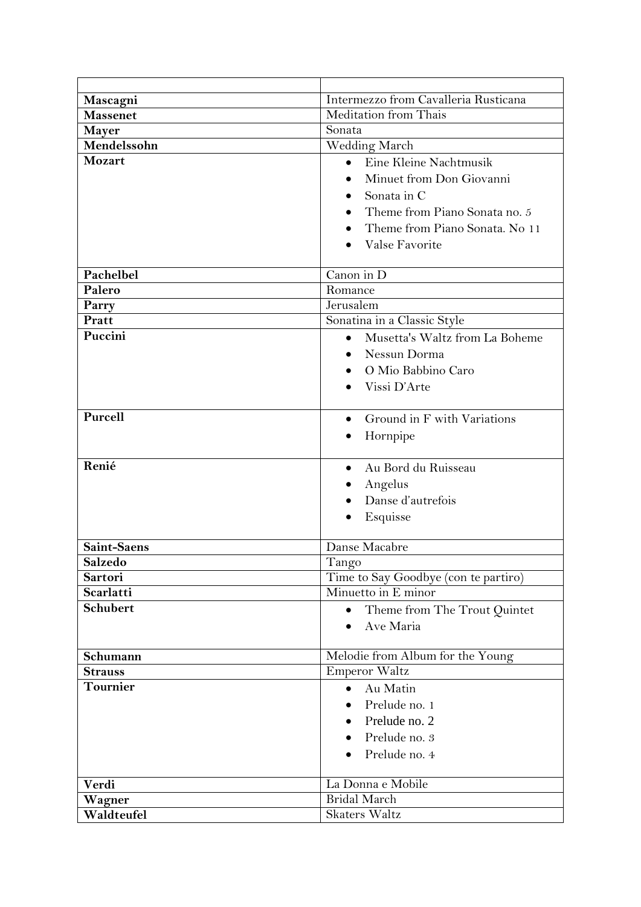| | |
|---|---|
| **Mascagni** | Intermezzo from Cavalleria Rusticana |
| **Massenet** | Meditation from Thais |
| **Mayer** | Sonata |
| **Mendelssohn** | Wedding March |
| **Mozart** | • Eine Kleine Nachtmusik<br>• Minuet from Don Giovanni<br>• Sonata in C<br>• Theme from Piano Sonata no. 5<br>• Theme from Piano Sonata. No 11<br>• Valse Favorite |
| **Pachelbel** | Canon in D |
| **Palero** | Romance |
| **Parry** | Jerusalem |
| **Pratt** | Sonatina in a Classic Style |
| **Puccini** | • Musetta's Waltz from La Boheme<br>• Nessun Dorma<br>• O Mio Babbino Caro<br>• Vissi D'Arte |
| **Purcell** | • Ground in F with Variations<br>• Hornpipe |
| **Renié** | • Au Bord du Ruisseau<br>• Angelus<br>• Danse d'autrefois<br>• Esquisse |
| **Saint-Saens** | Danse Macabre |
| **Salzedo** | Tango |
| **Sartori** | Time to Say Goodbye (con te partiro) |
| **Scarlatti** | Minuetto in E minor |
| **Schubert** | • Theme from The Trout Quintet<br>• Ave Maria |
| **Schumann** | Melodie from Album for the Young |
| **Strauss** | Emperor Waltz |
| **Tournier** | • Au Matin<br>• Prelude no. 1<br>• Prelude no. 2<br>• Prelude no. 3<br>• Prelude no. 4 |
| **Verdi** | La Donna e Mobile |
| **Wagner** | Bridal March |
| **Waldteufel** | Skaters Waltz |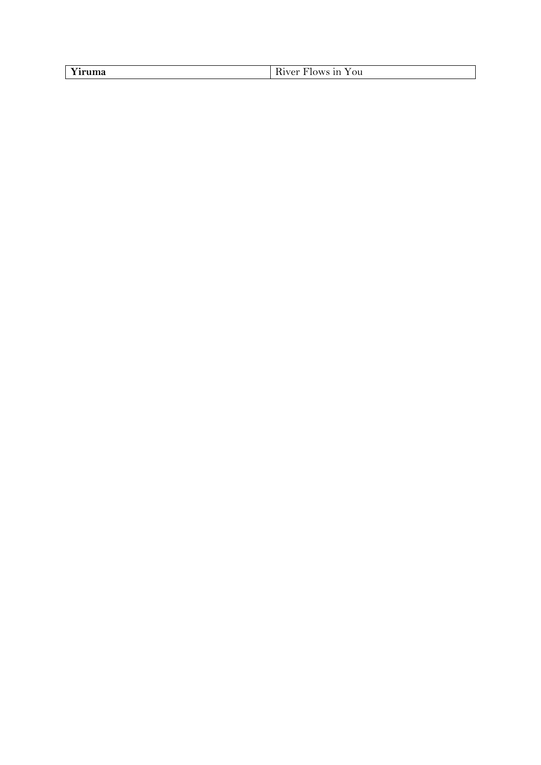| | |
|---|---|
| **Yiruma** | River Flows in You |